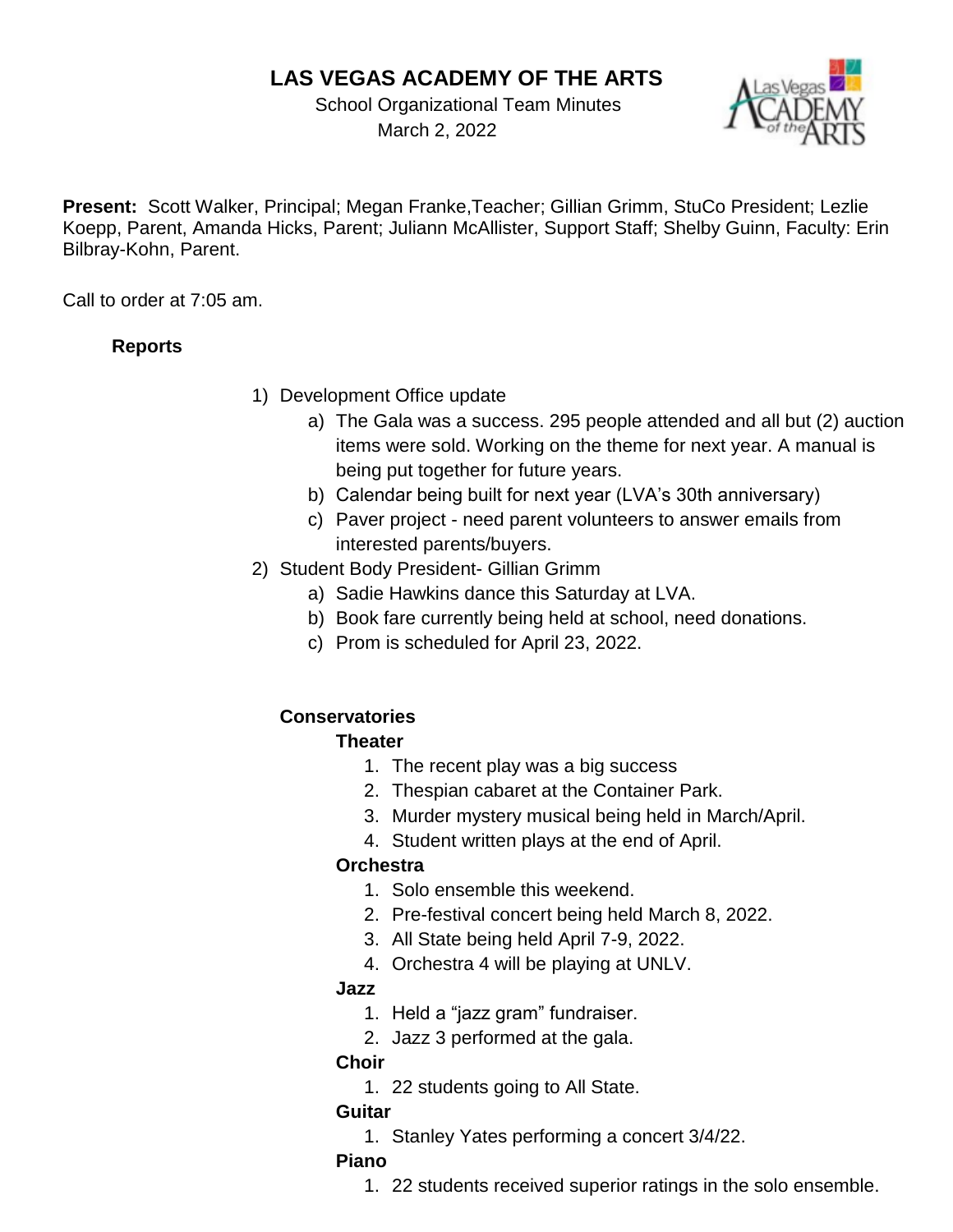# LAS VEGAS ACADEMY OF THE ARTS

School Organizational Team Minutes
March 2, 2022

**Present:** Scott Walker, Principal; Megan Franke,Teacher; Gillian Grimm, StuCo President; Lezlie Koepp, Parent, Amanda Hicks, Parent; Juliann McAllister, Support Staff; Shelby Guinn, Faculty: Erin Bilbray-Kohn, Parent.

Call to order at 7:05 am.

**Reports**

1) Development Office update
   a) The Gala was a success. 295 people attended and all but (2) auction items were sold. Working on the theme for next year. A manual is being put together for future years.
   b) Calendar being built for next year (LVA's 30th anniversary)
   c) Paver project - need parent volunteers to answer emails from interested parents/buyers.
2) Student Body President- Gillian Grimm
   a) Sadie Hawkins dance this Saturday at LVA.
   b) Book fare currently being held at school, need donations.
   c) Prom is scheduled for April 23, 2022.

**Conservatories**

**Theater**

1. The recent play was a big success
2. Thespian cabaret at the Container Park.
3. Murder mystery musical being held in March/April.
4. Student written plays at the end of April.

**Orchestra**

1. Solo ensemble this weekend.
2. Pre-festival concert being held March 8, 2022.
3. All State being held April 7-9, 2022.
4. Orchestra 4 will be playing at UNLV.

**Jazz**

1. Held a "jazz gram" fundraiser.
2. Jazz 3 performed at the gala.

**Choir**

1. 22 students going to All State.

**Guitar**

1. Stanley Yates performing a concert 3/4/22.

**Piano**

1. 22 students received superior ratings in the solo ensemble.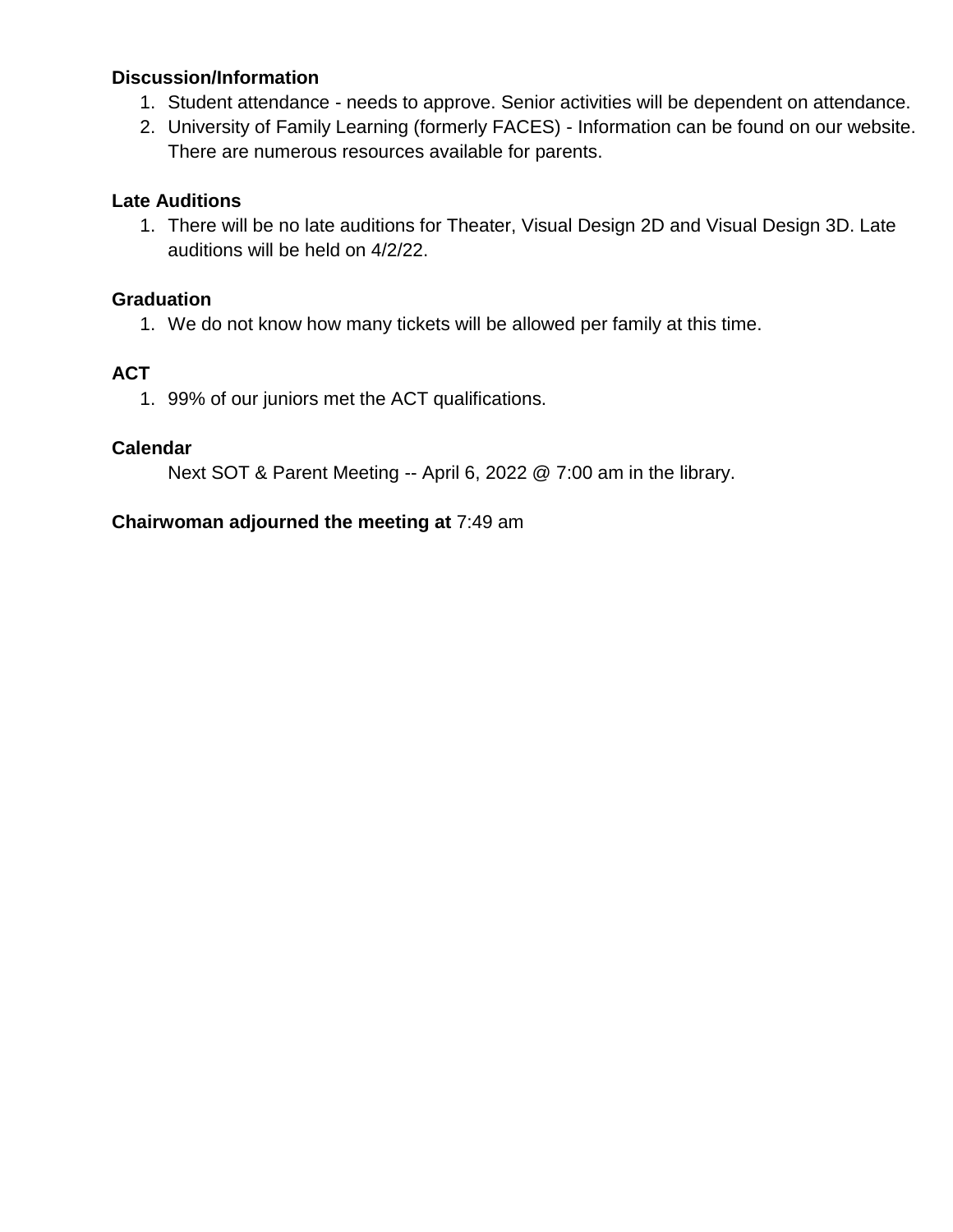**Discussion/Information**

1. Student attendance - needs to approve. Senior activities will be dependent on attendance.
2. University of Family Learning (formerly FACES) - Information can be found on our website. There are numerous resources available for parents.

**Late Auditions**

1. There will be no late auditions for Theater, Visual Design 2D and Visual Design 3D. Late auditions will be held on 4/2/22.

**Graduation**

1. We do not know how many tickets will be allowed per family at this time.

**ACT**

1. 99% of our juniors met the ACT qualifications.

**Calendar**

Next SOT & Parent Meeting -- April 6, 2022 @ 7:00 am in the library.

**Chairwoman adjourned the meeting at** 7:49 am